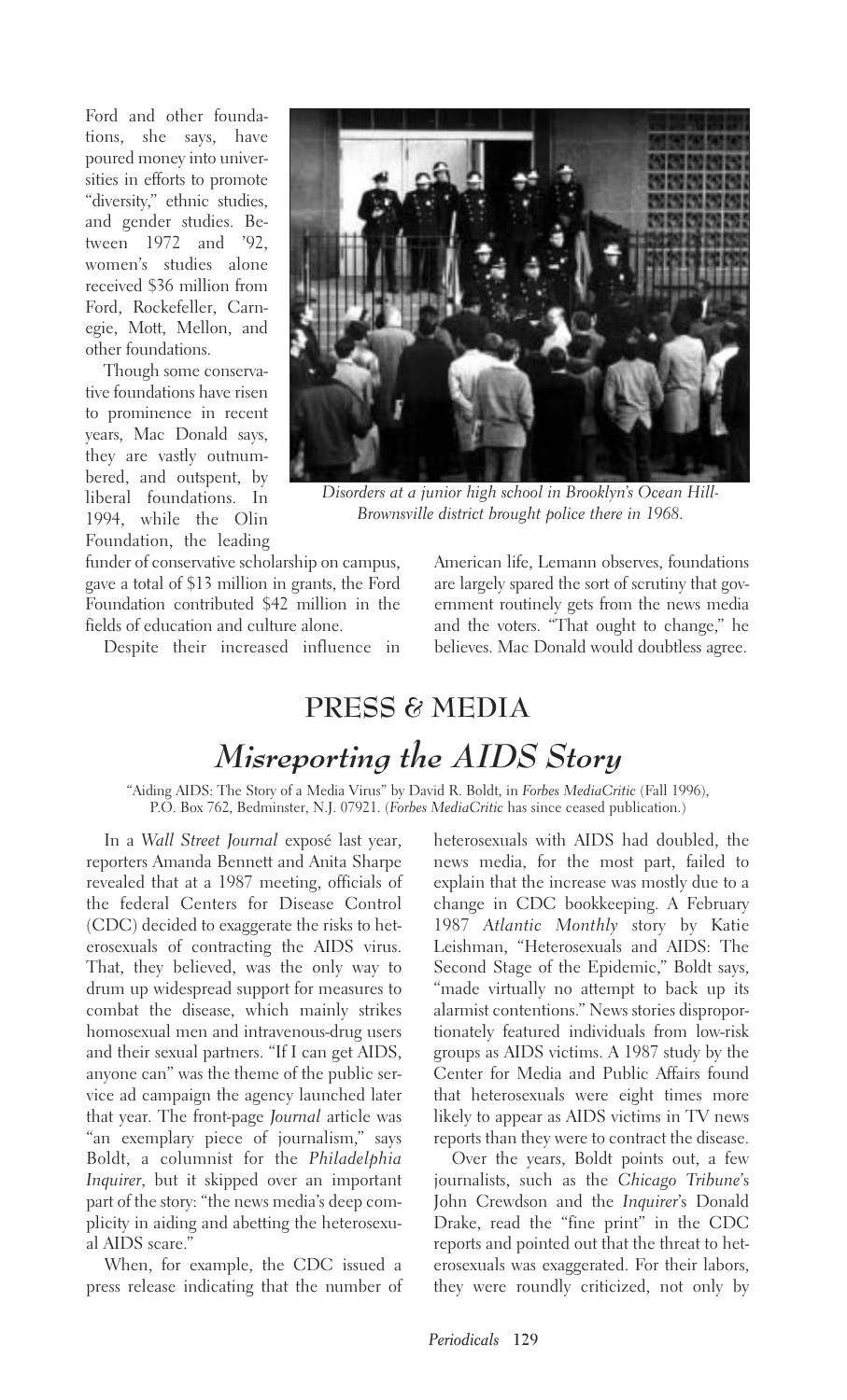Ford and other foundations, she says, have poured money into universities in efforts to promote "diversity," ethnic studies, and gender studies. Between 1972 and '92, women's studies alone received $36 million from Ford, Rockefeller, Carnegie, Mott, Mellon, and other foundations.

Though some conservative foundations have risen to prominence in recent years, Mac Donald says, they are vastly outnumbered, and outspent, by liberal foundations. In 1994, while the Olin Foundation, the leading funder of conservative scholarship on campus, gave a total of $13 million in grants, the Ford Foundation contributed $42 million in the fields of education and culture alone.

Despite their increased influence in American life, Lemann observes, foundations are largely spared the sort of scrutiny that government routinely gets from the news media and the voters. "That ought to change," he believes. Mac Donald would doubtless agree.

*Disorders at a junior high school in Brooklyn's Ocean Hill-Brownsville district brought police there in 1968.*

## PRESS & MEDIA

# *Misreporting the AIDS Story*

"Aiding AIDS: The Story of a Media Virus" by David R. Boldt, in *Forbes MediaCritic* (Fall 1996), P.O. Box 762, Bedminster, N.J. 07921. (*Forbes MediaCritic* has since ceased publication.)

In a *Wall Street Journal* exposé last year, reporters Amanda Bennett and Anita Sharpe revealed that at a 1987 meeting, officials of the federal Centers for Disease Control (CDC) decided to exaggerate the risks to heterosexuals of contracting the AIDS virus. That, they believed, was the only way to drum up widespread support for measures to combat the disease, which mainly strikes homosexual men and intravenous-drug users and their sexual partners. "If I can get AIDS, anyone can" was the theme of the public service ad campaign the agency launched later that year. The front-page *Journal* article was "an exemplary piece of journalism," says Boldt, a columnist for the *Philadelphia Inquirer*, but it skipped over an important part of the story: "the news media's deep complicity in aiding and abetting the heterosexual AIDS scare."

When, for example, the CDC issued a press release indicating that the number of heterosexuals with AIDS had doubled, the news media, for the most part, failed to explain that the increase was mostly due to a change in CDC bookkeeping. A February 1987 *Atlantic Monthly* story by Katie Leishman, "Heterosexuals and AIDS: The Second Stage of the Epidemic," Boldt says, "made virtually no attempt to back up its alarmist contentions." News stories disproportionately featured individuals from low-risk groups as AIDS victims. A 1987 study by the Center for Media and Public Affairs found that heterosexuals were eight times more likely to appear as AIDS victims in TV news reports than they were to contract the disease.

Over the years, Boldt points out, a few journalists, such as the *Chicago Tribune*'s John Crewdson and the *Inquirer*'s Donald Drake, read the "fine print" in the CDC reports and pointed out that the threat to heterosexuals was exaggerated. For their labors, they were roundly criticized, not only by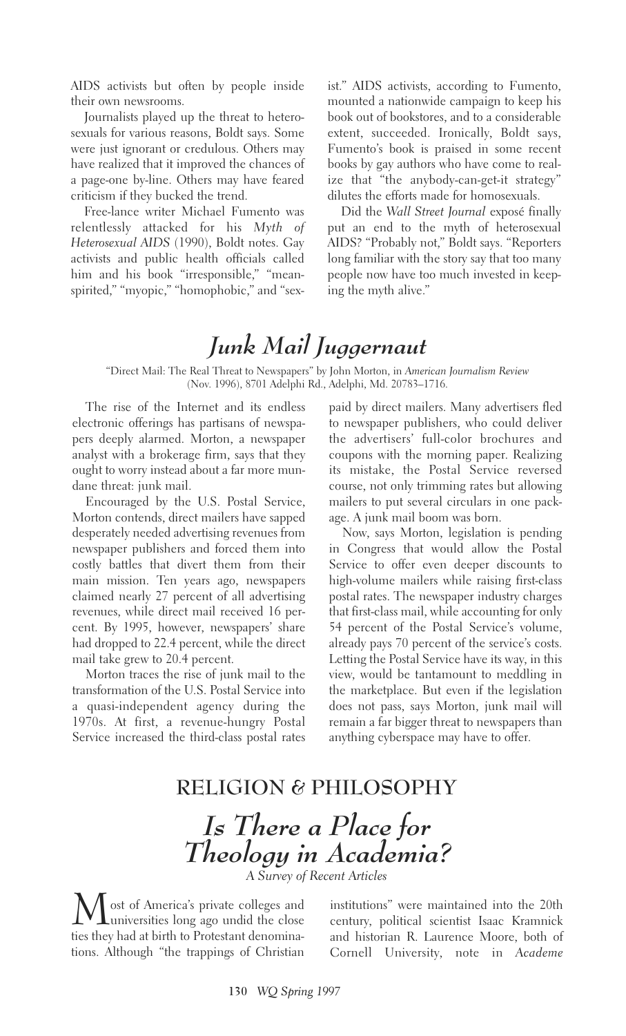AIDS activists but often by people inside their own newsrooms.

Journalists played up the threat to heterosexuals for various reasons, Boldt says. Some were just ignorant or credulous. Others may have realized that it improved the chances of a page-one by-line. Others may have feared criticism if they bucked the trend.

Free-lance writer Michael Fumento was relentlessly attacked for his *Myth of Heterosexual AIDS* (1990), Boldt notes. Gay activists and public health officials called him and his book "irresponsible," "mean-spirited," "myopic," "homophobic," and "sexist." AIDS activists, according to Fumento, mounted a nationwide campaign to keep his book out of bookstores, and to a considerable extent, succeeded. Ironically, Boldt says, Fumento's book is praised in some recent books by gay authors who have come to realize that "the anybody-can-get-it strategy" dilutes the efforts made for homosexuals.

Did the *Wall Street Journal* exposé finally put an end to the myth of heterosexual AIDS? "Probably not," Boldt says. "Reporters long familiar with the story say that too many people now have too much invested in keeping the myth alive."

## *Junk Mail Juggernaut*

"Direct Mail: The Real Threat to Newspapers" by John Morton, in *American Journalism Review* (Nov. 1996), 8701 Adelphi Rd., Adelphi, Md. 20783–1716.

The rise of the Internet and its endless electronic offerings has partisans of newspapers deeply alarmed. Morton, a newspaper analyst with a brokerage firm, says that they ought to worry instead about a far more mundane threat: junk mail.

Encouraged by the U.S. Postal Service, Morton contends, direct mailers have sapped desperately needed advertising revenues from newspaper publishers and forced them into costly battles that divert them from their main mission. Ten years ago, newspapers claimed nearly 27 percent of all advertising revenues, while direct mail received 16 percent. By 1995, however, newspapers' share had dropped to 22.4 percent, while the direct mail take grew to 20.4 percent.

Morton traces the rise of junk mail to the transformation of the U.S. Postal Service into a quasi-independent agency during the 1970s. At first, a revenue-hungry Postal Service increased the third-class postal rates paid by direct mailers. Many advertisers fled to newspaper publishers, who could deliver the advertisers' full-color brochures and coupons with the morning paper. Realizing its mistake, the Postal Service reversed course, not only trimming rates but allowing mailers to put several circulars in one package. A junk mail boom was born.

Now, says Morton, legislation is pending in Congress that would allow the Postal Service to offer even deeper discounts to high-volume mailers while raising first-class postal rates. The newspaper industry charges that first-class mail, while accounting for only 54 percent of the Postal Service's volume, already pays 70 percent of the service's costs. Letting the Postal Service have its way, in this view, would be tantamount to meddling in the marketplace. But even if the legislation does not pass, says Morton, junk mail will remain a far bigger threat to newspapers than anything cyberspace may have to offer.

# RELIGION & PHILOSOPHY

## *Is There a Place for Theology in Academia?*

*A Survey of Recent Articles*

Most of America's private colleges and universities long ago undid the close ties they had at birth to Protestant denominations. Although "the trappings of Christian institutions" were maintained into the 20th century, political scientist Isaac Kramnick and historian R. Laurence Moore, both of Cornell University, note in *Academe*